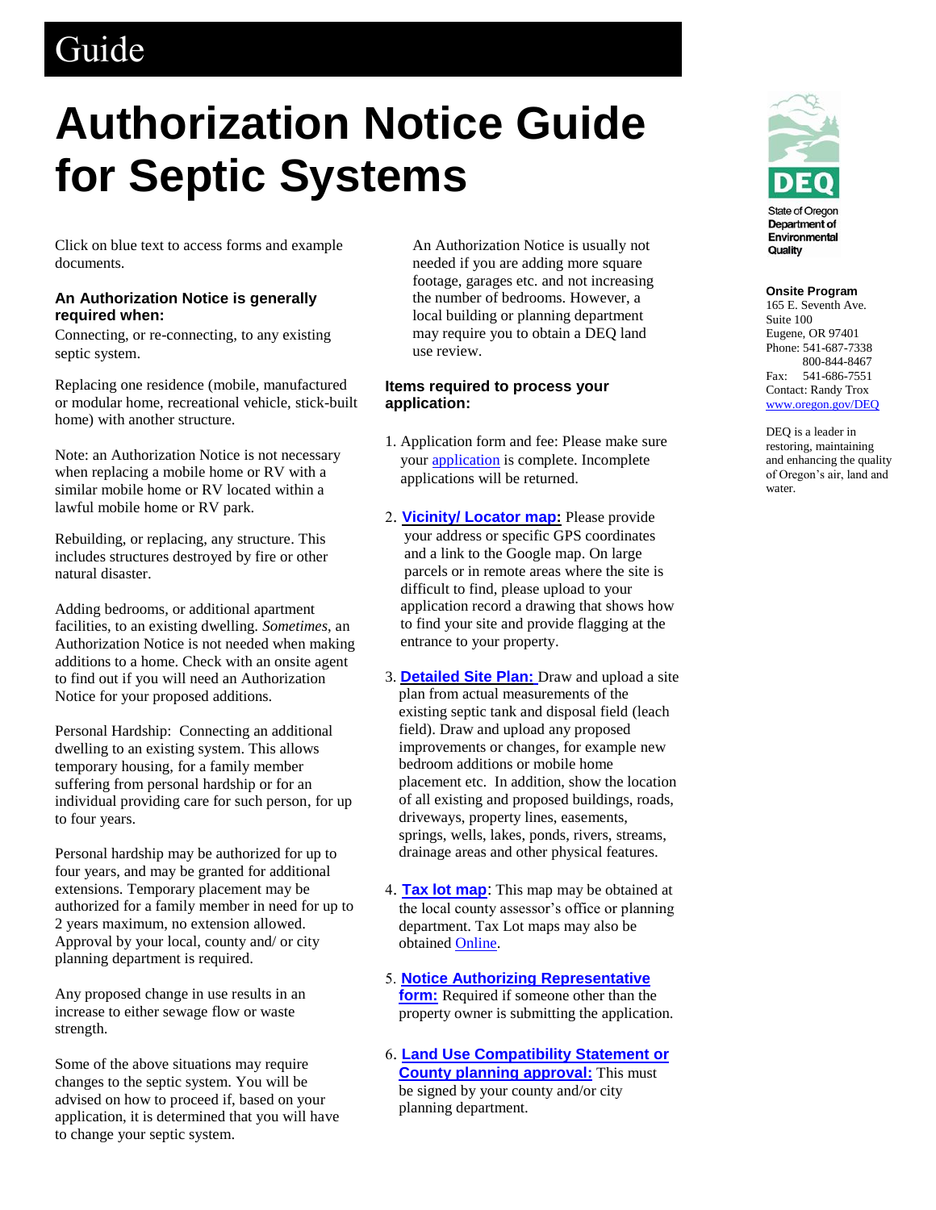Guide

# Authorization Notice Guide for Septic Systems

State of Oregon Department of Environmental Quality

**Onsite Program**
165 E. Seventh Ave.
Suite 100
Eugene, OR 97401
Phone: 541-687-7338
800-844-8467
Fax: 541-686-7551
Contact: Randy Trox
www.oregon.gov/DEQ

DEQ is a leader in restoring, maintaining and enhancing the quality of Oregon's air, land and water.

Click on blue text to access forms and example documents.

### An Authorization Notice is generally required when:

Connecting, or re-connecting, to any existing septic system.

Replacing one residence (mobile, manufactured or modular home, recreational vehicle, stick-built home) with another structure.

Note: an Authorization Notice is not necessary when replacing a mobile home or RV with a similar mobile home or RV located within a lawful mobile home or RV park.

Rebuilding, or replacing, any structure. This includes structures destroyed by fire or other natural disaster.

Adding bedrooms, or additional apartment facilities, to an existing dwelling. *Sometimes*, an Authorization Notice is not needed when making additions to a home. Check with an onsite agent to find out if you will need an Authorization Notice for your proposed additions.

Personal Hardship: Connecting an additional dwelling to an existing system. This allows temporary housing, for a family member suffering from personal hardship or for an individual providing care for such person, for up to four years.

Personal hardship may be authorized for up to four years, and may be granted for additional extensions. Temporary placement may be authorized for a family member in need for up to 2 years maximum, no extension allowed. Approval by your local, county and/ or city planning department is required.

Any proposed change in use results in an increase to either sewage flow or waste strength.

Some of the above situations may require changes to the septic system. You will be advised on how to proceed if, based on your application, it is determined that you will have to change your septic system.

An Authorization Notice is usually not needed if you are adding more square footage, garages etc. and not increasing the number of bedrooms. However, a local building or planning department may require you to obtain a DEQ land use review.

### Items required to process your application:

1. Application form and fee: Please make sure your application is complete. Incomplete applications will be returned.

2. **Vicinity/ Locator map:** Please provide your address or specific GPS coordinates and a link to the Google map. On large parcels or in remote areas where the site is difficult to find, please upload to your application record a drawing that shows how to find your site and provide flagging at the entrance to your property.

3. **Detailed Site Plan:** Draw and upload a site plan from actual measurements of the existing septic tank and disposal field (leach field). Draw and upload any proposed improvements or changes, for example new bedroom additions or mobile home placement etc. In addition, show the location of all existing and proposed buildings, roads, driveways, property lines, easements, springs, wells, lakes, ponds, rivers, streams, drainage areas and other physical features.

4. **Tax lot map**: This map may be obtained at the local county assessor's office or planning department. Tax Lot maps may also be obtained Online.

5. **Notice Authorizing Representative form:** Required if someone other than the property owner is submitting the application.

6. **Land Use Compatibility Statement or County planning approval:** This must be signed by your county and/or city planning department.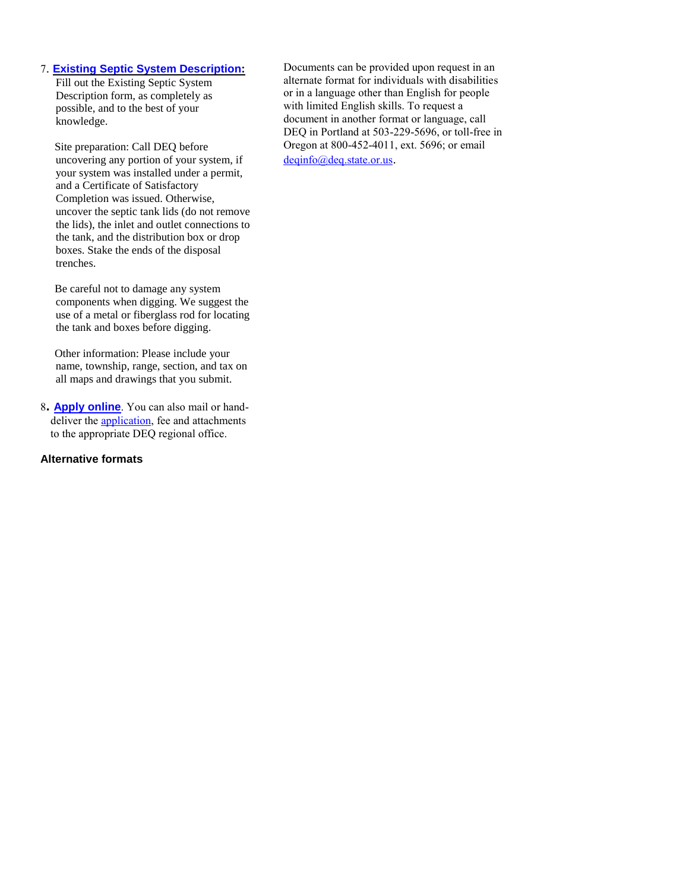7. **Existing Septic System Description:**
   Fill out the Existing Septic System Description form, as completely as possible, and to the best of your knowledge.

   Site preparation: Call DEQ before uncovering any portion of your system, if your system was installed under a permit, and a Certificate of Satisfactory Completion was issued. Otherwise, uncover the septic tank lids (do not remove the lids), the inlet and outlet connections to the tank, and the distribution box or drop boxes. Stake the ends of the disposal trenches.

   Be careful not to damage any system components when digging. We suggest the use of a metal or fiberglass rod for locating the tank and boxes before digging.

   Other information: Please include your name, township, range, section, and tax on all maps and drawings that you submit.

8. **Apply online**. You can also mail or hand-deliver the application, fee and attachments to the appropriate DEQ regional office.

### Alternative formats

Documents can be provided upon request in an alternate format for individuals with disabilities or in a language other than English for people with limited English skills. To request a document in another format or language, call DEQ in Portland at 503-229-5696, or toll-free in Oregon at 800-452-4011, ext. 5696; or email deqinfo@deq.state.or.us.